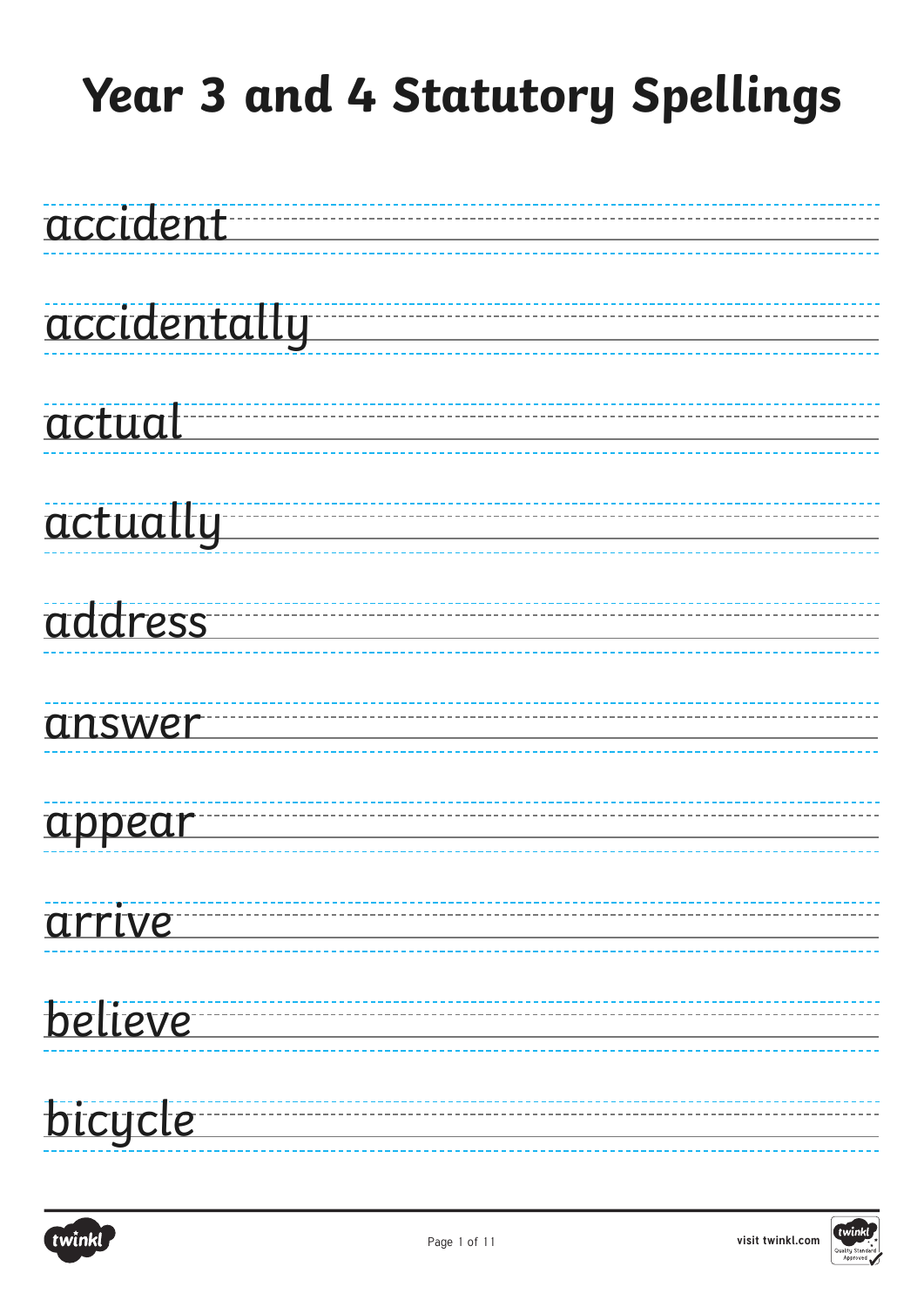# Year 3 and 4 Statutory Spellings

accident

accidentally

actual

actually

address

answer

appear

arrive

believe

bicycle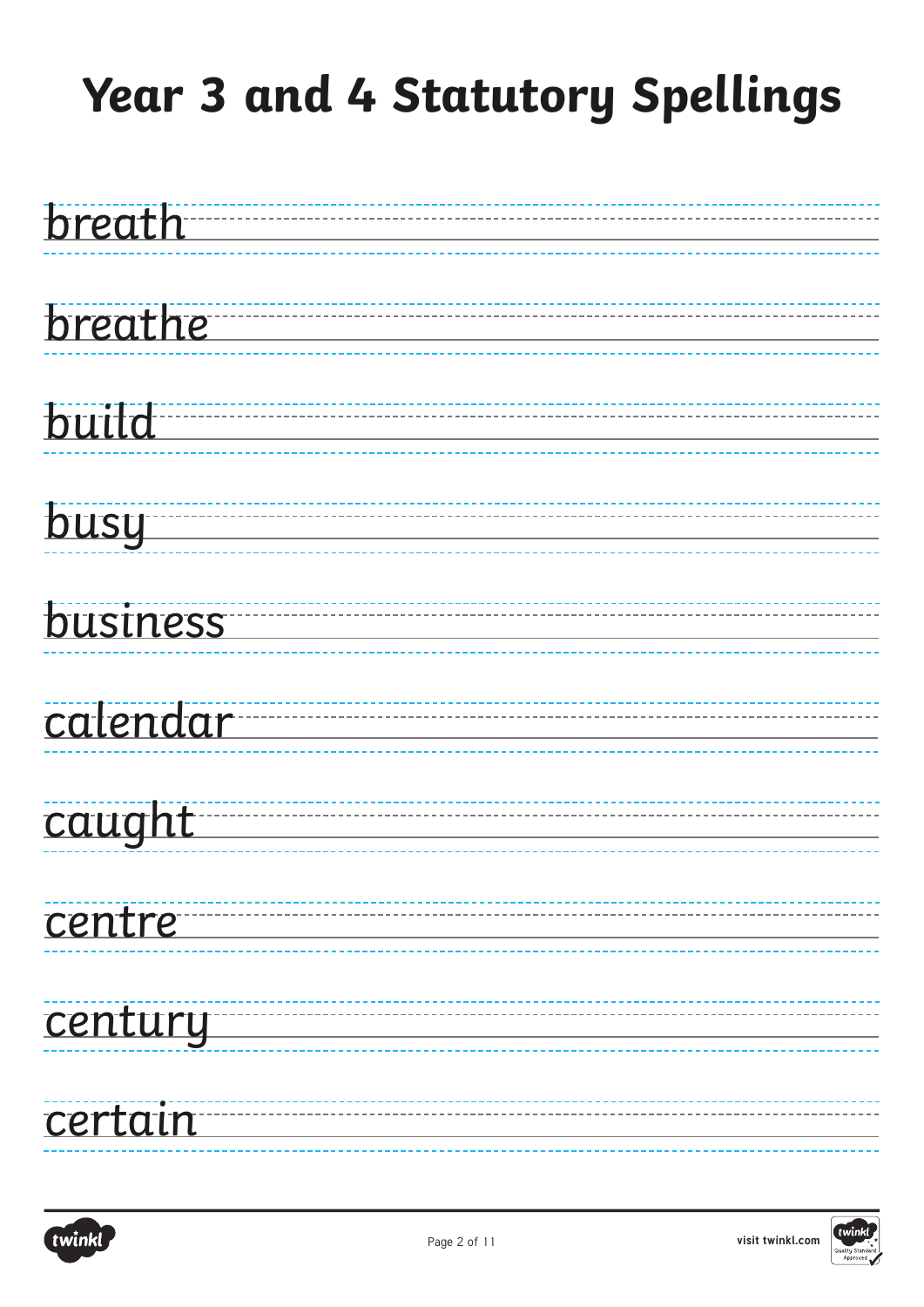# Year 3 and 4 Statutory Spellings

breath

breathe

build

busy

business

calendar

caught

centre

century

certain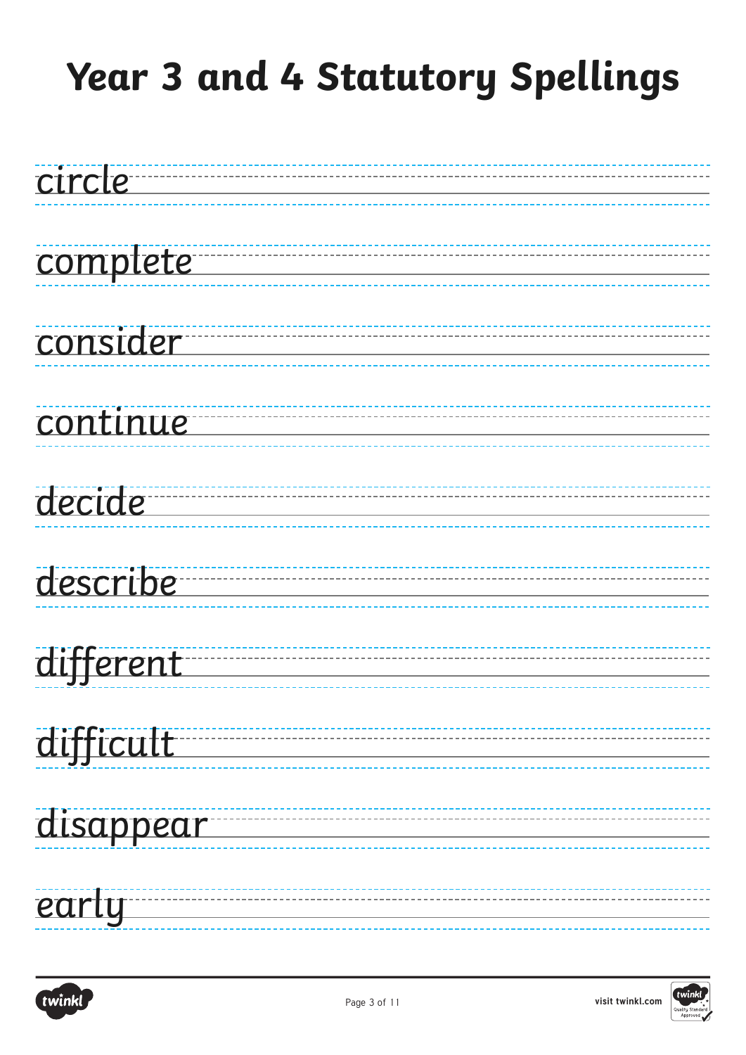# Year 3 and 4 Statutory Spellings

circle

complete

consider

continue

decide

describe

different

difficult

disappear

early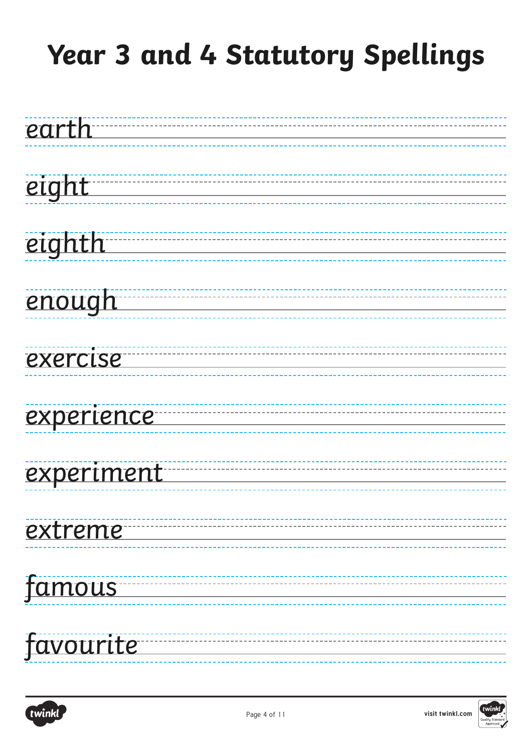# Year 3 and 4 Statutory Spellings

earth

eight

eighth

enough

exercise

experience

experiment

extreme

famous

favourite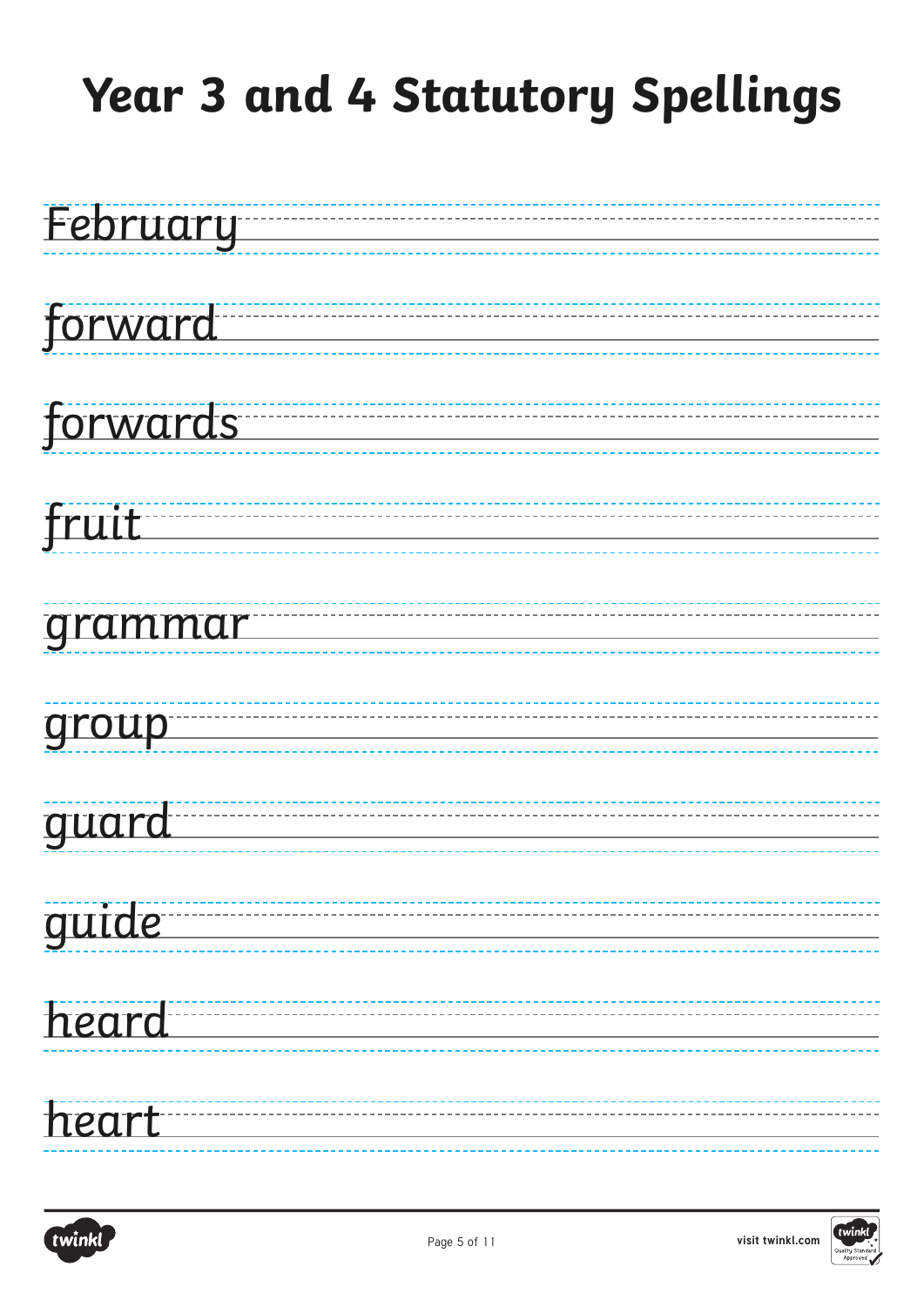# Year 3 and 4 Statutory Spellings

February

forward

forwards

fruit

grammar

group

guard

guide

heard

heart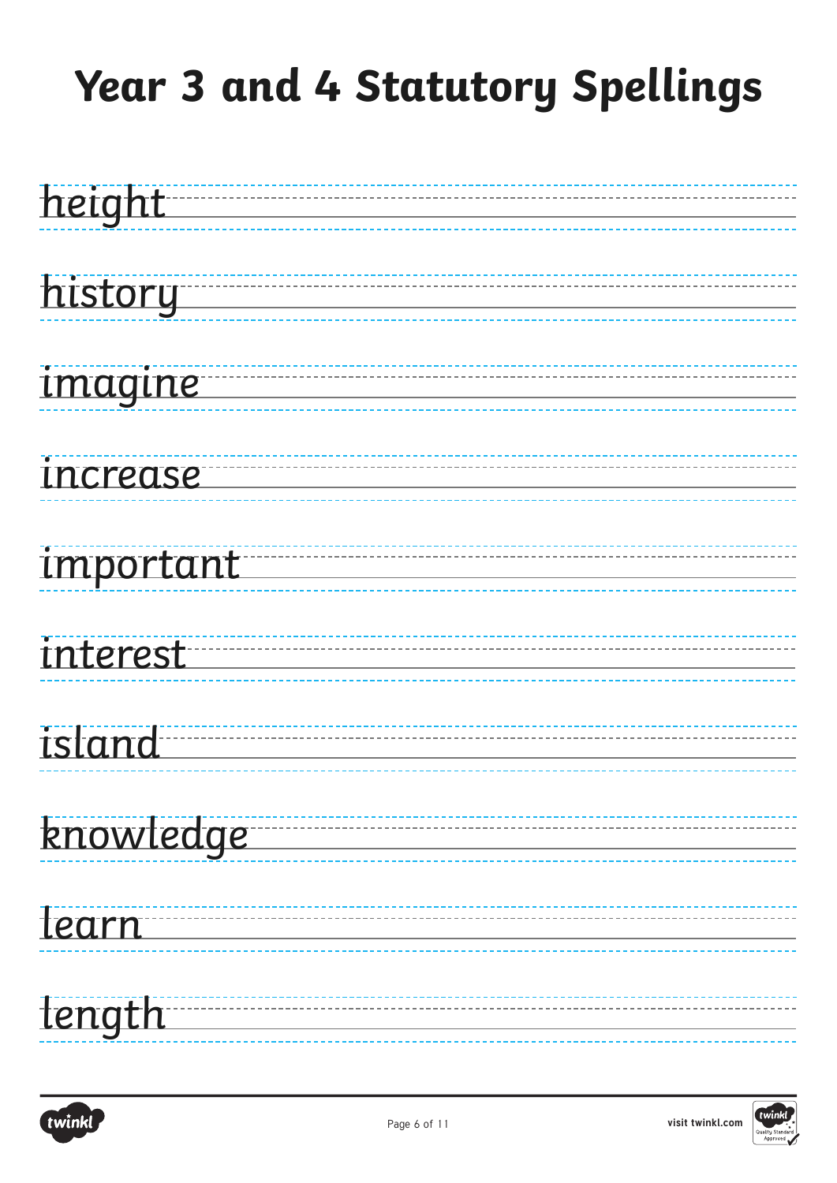# Year 3 and 4 Statutory Spellings

height

history

imagine

increase

important

interest

island

knowledge

learn

length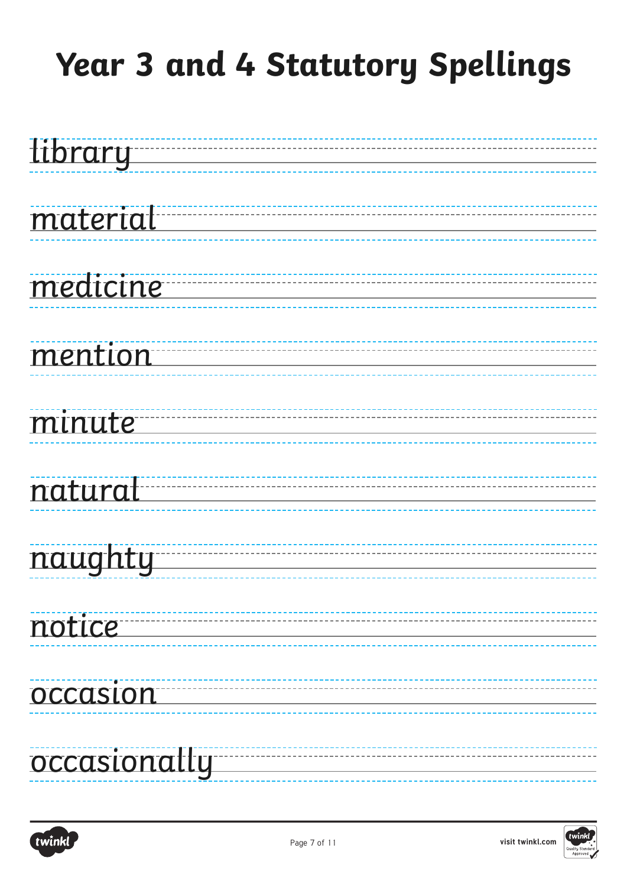# Year 3 and 4 Statutory Spellings

library

material

medicine

mention

minute

natural

naughty

notice

occasion

occasionally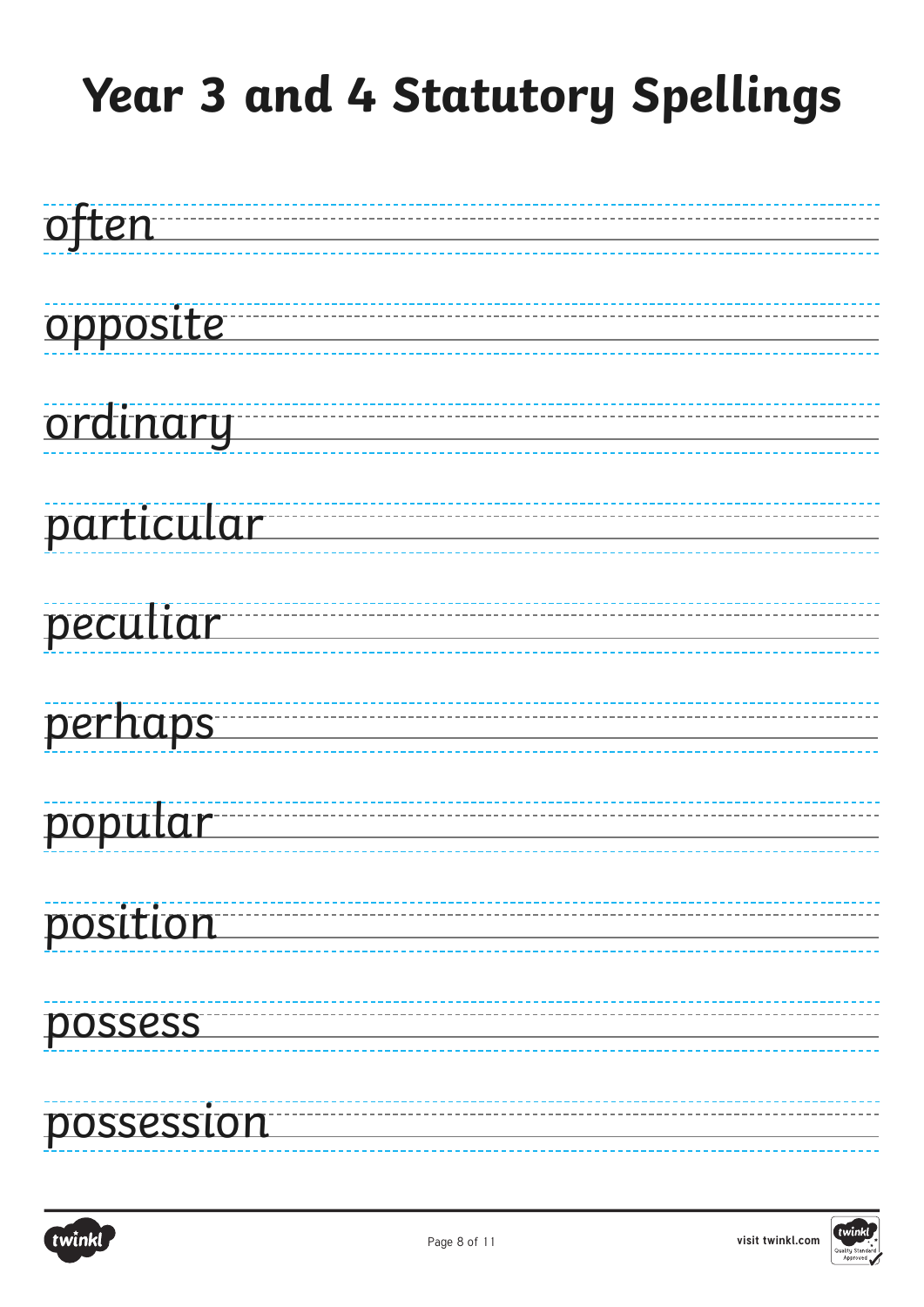# Year 3 and 4 Statutory Spellings

often

opposite

ordinary

particular

peculiar

perhaps

popular

position

possess

possession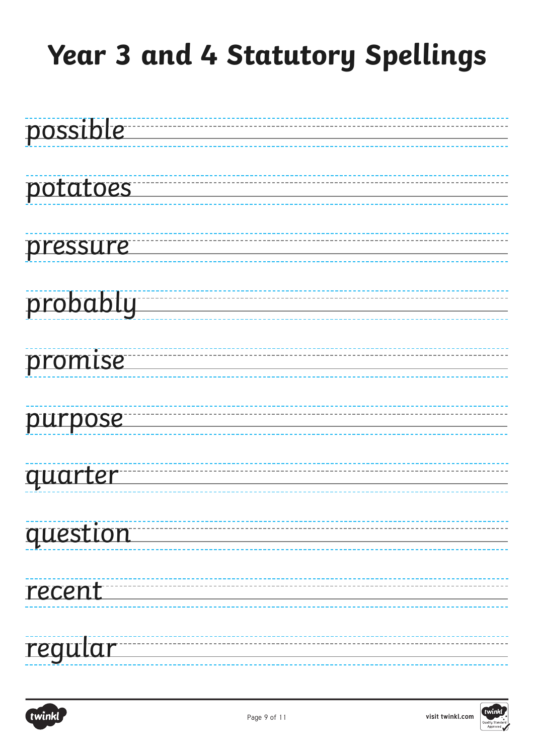# Year 3 and 4 Statutory Spellings

possible

potatoes

pressure

probably

promise

purpose

quarter

question

recent

regular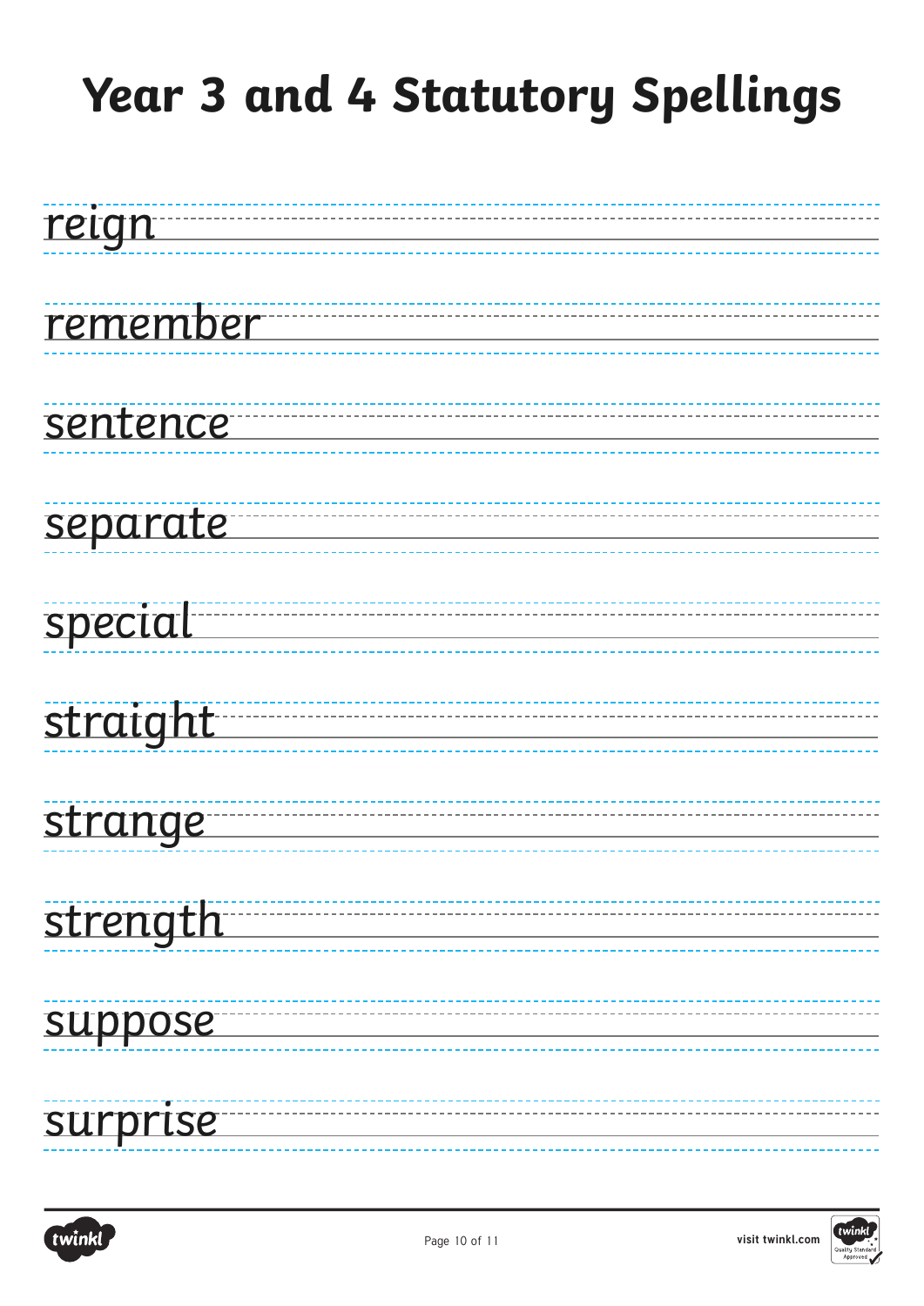# Year 3 and 4 Statutory Spellings

reign

remember

sentence

separate

special

straight

strange

strength

suppose

surprise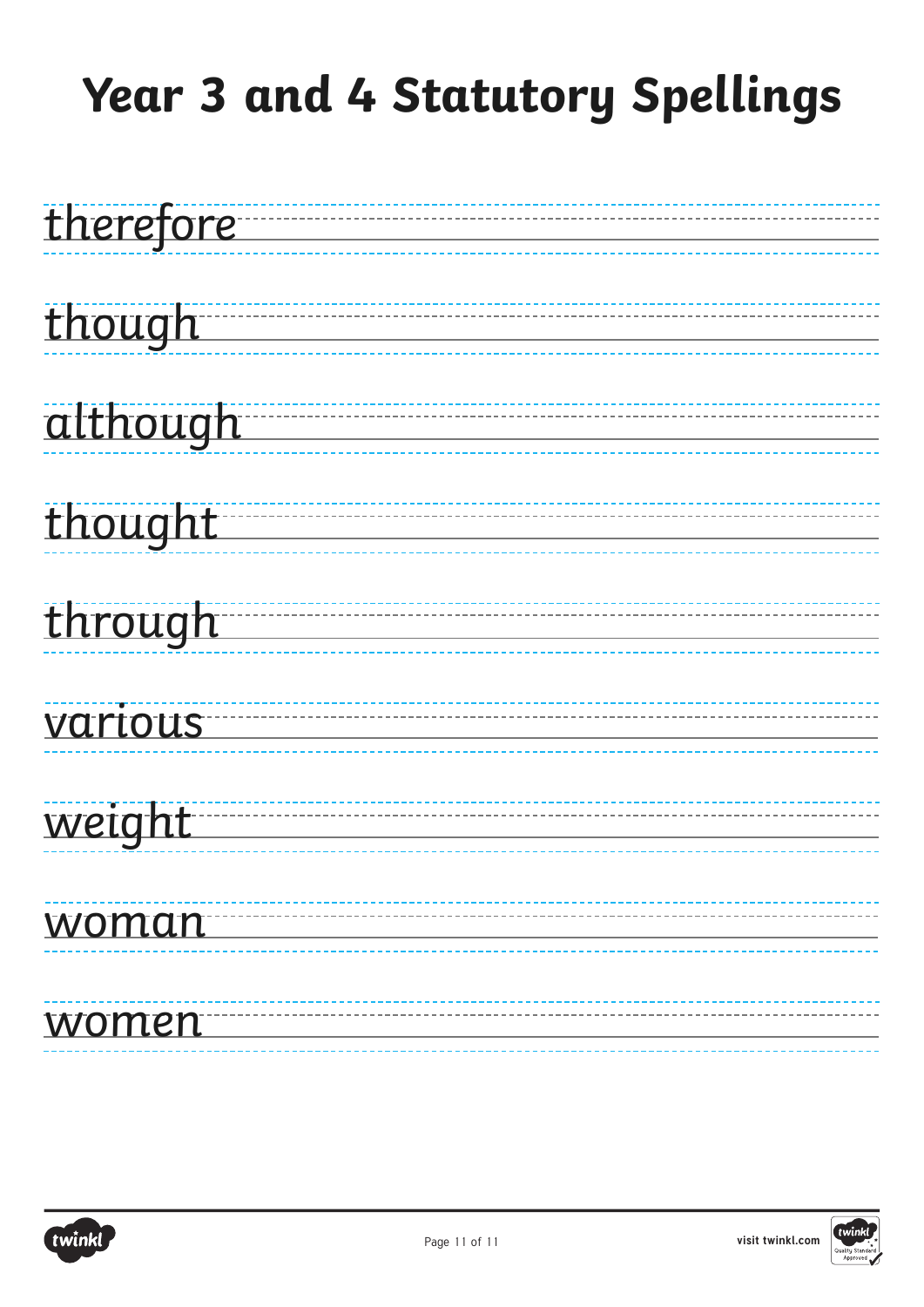# Year 3 and 4 Statutory Spellings

therefore

though

although

thought

through

various

weight

woman

women